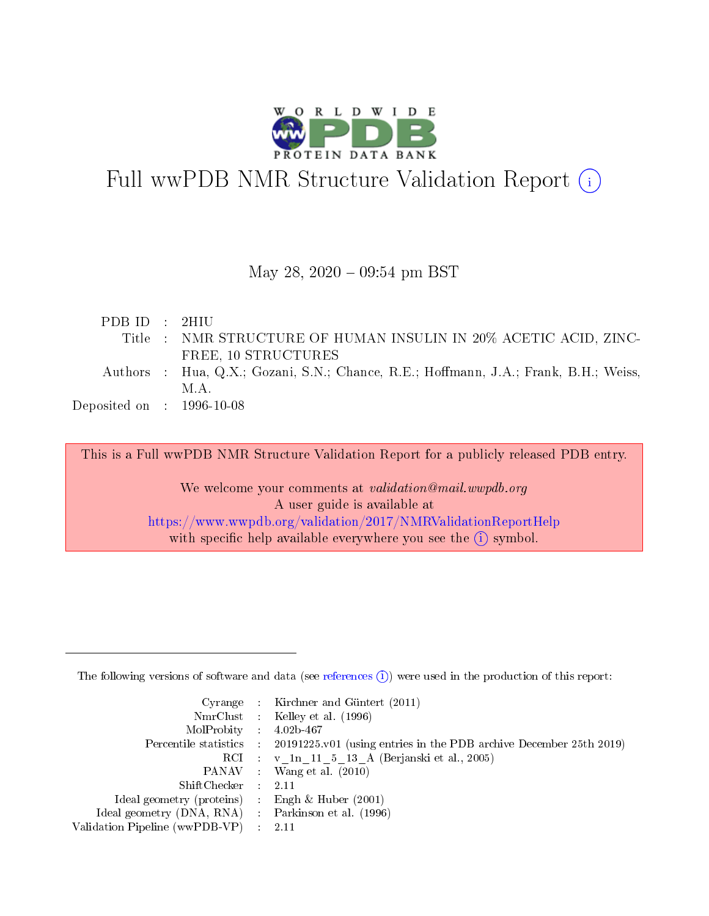# Full wwPDB NMR Structure Validation Report (i)

May 28, 2020 – 09:54 pm BST

| | | |
|---|---|---|
| PDB ID | : | 2HIU |
| Title | : | NMR STRUCTURE OF HUMAN INSULIN IN 20% ACETIC ACID, ZINC-FREE, 10 STRUCTURES |
| Authors | : | Hua, Q.X.; Gozani, S.N.; Chance, R.E.; Hoffmann, J.A.; Frank, B.H.; Weiss, M.A. |
| Deposited on | : | 1996-10-08 |

This is a Full wwPDB NMR Structure Validation Report for a publicly released PDB entry.

We welcome your comments at *validation@mail.wwpdb.org*
A user guide is available at
https://www.wwpdb.org/validation/2017/NMRValidationReportHelp
with specific help available everywhere you see the (i) symbol.

---

The following versions of software and data (see references (i)) were used in the production of this report:

| | | |
|---|---|---|
| Cyrange | : | Kirchner and Güntert (2011) |
| NmrClust | : | Kelley et al. (1996) |
| MolProbity | : | 4.02b-467 |
| Percentile statistics | : | 20191225.v01 (using entries in the PDB archive December 25th 2019) |
| RCI | : | v_1n_11_5_13_A (Berjanski et al., 2005) |
| PANAV | : | Wang et al. (2010) |
| ShiftChecker | : | 2.11 |
| Ideal geometry (proteins) | : | Engh & Huber (2001) |
| Ideal geometry (DNA, RNA) | : | Parkinson et al. (1996) |
| Validation Pipeline (wwPDB-VP) | : | 2.11 |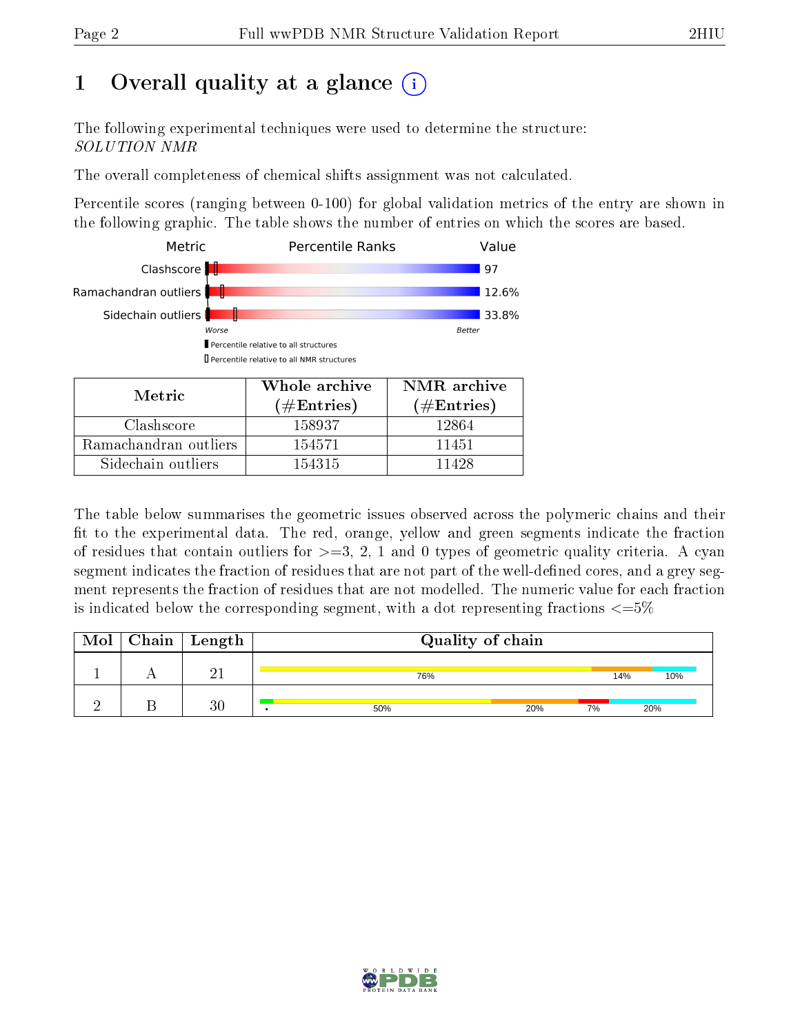# 1 Overall quality at a glance

The following experimental techniques were used to determine the structure:
*SOLUTION NMR*

The overall completeness of chemical shifts assignment was not calculated.

Percentile scores (ranging between 0-100) for global validation metrics of the entry are shown in the following graphic. The table shows the number of entries on which the scores are based.

| Metric | Value |
|---|---|
| Clashscore | 97 |
| Ramachandran outliers | 12.6% |
| Sidechain outliers | 33.8% |

Worse — Better

▮ Percentile relative to all structures
▯ Percentile relative to all NMR structures

| Metric | Whole archive (#Entries) | NMR archive (#Entries) |
|---|---|---|
| Clashscore | 158937 | 12864 |
| Ramachandran outliers | 154571 | 11451 |
| Sidechain outliers | 154315 | 11428 |

The table below summarises the geometric issues observed across the polymeric chains and their fit to the experimental data. The red, orange, yellow and green segments indicate the fraction of residues that contain outliers for >=3, 2, 1 and 0 types of geometric quality criteria. A cyan segment indicates the fraction of residues that are not part of the well-defined cores, and a grey segment represents the fraction of residues that are not modelled. The numeric value for each fraction is indicated below the corresponding segment, with a dot representing fractions <=5%

| Mol | Chain | Length | Quality of chain |
|---|---|---|---|
| 1 | A | 21 | 76% · 14% · 10% |
| 2 | B | 30 | • · 50% · 20% · 7% · 20% |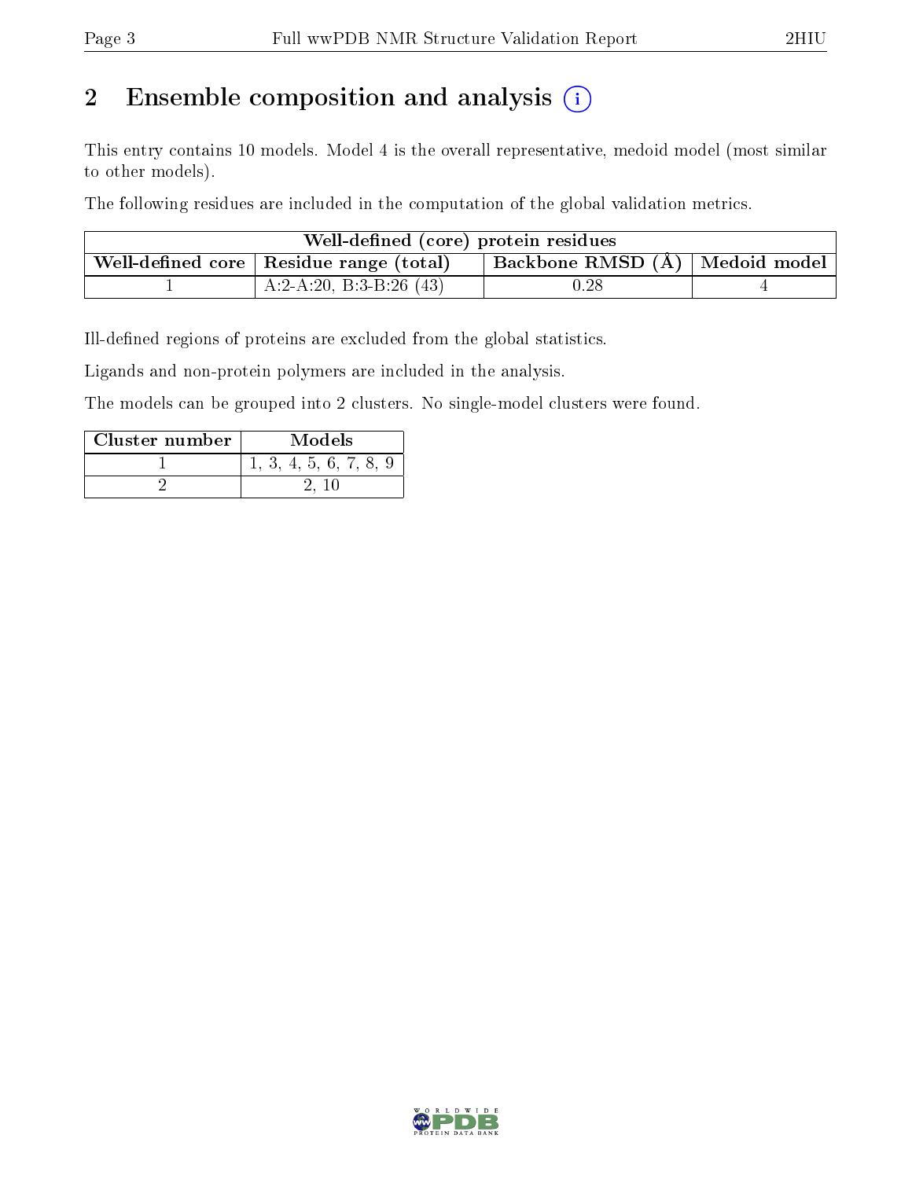## 2 Ensemble composition and analysis (i)

This entry contains 10 models. Model 4 is the overall representative, medoid model (most similar to other models).

The following residues are included in the computation of the global validation metrics.

| Well-defined (core) protein residues | | | |
|---|---|---|---|
| Well-defined core | Residue range (total) | Backbone RMSD (Å) | Medoid model |
| 1 | A:2-A:20, B:3-B:26 (43) | 0.28 | 4 |

Ill-defined regions of proteins are excluded from the global statistics.

Ligands and non-protein polymers are included in the analysis.

The models can be grouped into 2 clusters. No single-model clusters were found.

| Cluster number | Models |
|---|---|
| 1 | 1, 3, 4, 5, 6, 7, 8, 9 |
| 2 | 2, 10 |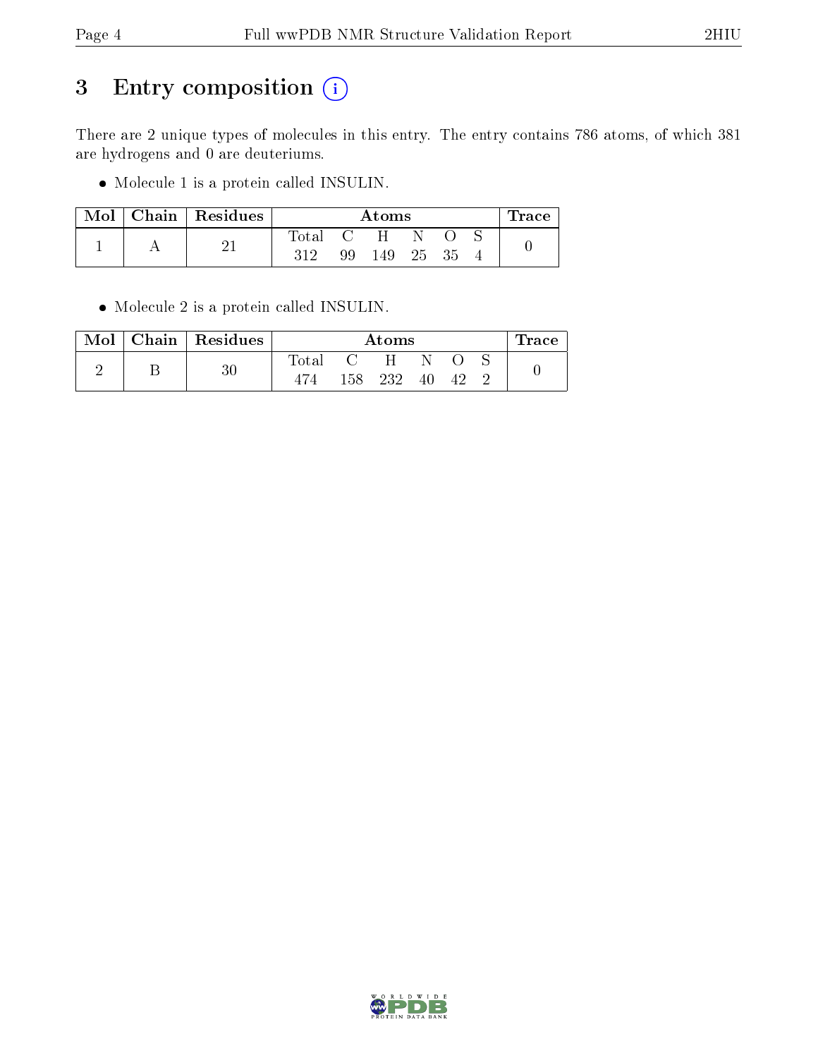# 3 Entry composition (i)

There are 2 unique types of molecules in this entry. The entry contains 786 atoms, of which 381 are hydrogens and 0 are deuteriums.

- Molecule 1 is a protein called INSULIN.

| Mol | Chain | Residues | Atoms | | | | | | Trace |
|---|---|---|---|---|---|---|---|---|---|
| | | | Total | C | H | N | O | S | |
| 1 | A | 21 | 312 | 99 | 149 | 25 | 35 | 4 | 0 |

- Molecule 2 is a protein called INSULIN.

| Mol | Chain | Residues | Atoms | | | | | | Trace |
|---|---|---|---|---|---|---|---|---|---|
| | | | Total | C | H | N | O | S | |
| 2 | B | 30 | 474 | 158 | 232 | 40 | 42 | 2 | 0 |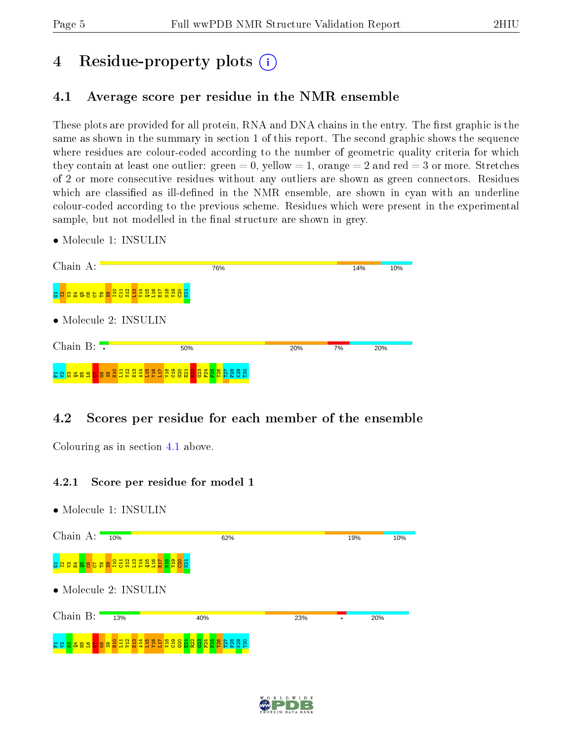# 4 Residue-property plots

## 4.1 Average score per residue in the NMR ensemble

These plots are provided for all protein, RNA and DNA chains in the entry. The first graphic is the same as shown in the summary in section 1 of this report. The second graphic shows the sequence where residues are colour-coded according to the number of geometric quality criteria for which they contain at least one outlier: green = 0, yellow = 1, orange = 2 and red = 3 or more. Stretches of 2 or more consecutive residues without any outliers are shown as green connectors. Residues which are classified as ill-defined in the NMR ensemble, are shown in cyan with an underline colour-coded according to the previous scheme. Residues which were present in the experimental sample, but not modelled in the final structure are shown in grey.

- Molecule 1: INSULIN

Chain A: 76% | 14% | 10%

G1 I2 V3 E4 Q5 C6 C7 T8 S9 I10 C11 S12 L13 Y14 Q15 L16 E17 N18 Y19 C20 N21

- Molecule 2: INSULIN

Chain B: • | 50% | 20% | 7% | 20%

F1 V2 N3 Q4 H5 L6 C7 G8 S9 H10 L11 V12 E13 A14 L15 Y16 L17 V18 C19 G20 E21 R22 G23 F24 F25 Y26 T27 P28 K29 T30

## 4.2 Scores per residue for each member of the ensemble

Colouring as in section 4.1 above.

### 4.2.1 Score per residue for model 1

- Molecule 1: INSULIN

Chain A: 10% | 62% | 19% | 10%

G1 I2 V3 E4 Q5 C6 C7 T8 S9 I10 C11 S12 L13 Y14 Q15 L16 E17 N18 Y19 C20 N21

- Molecule 2: INSULIN

Chain B: 13% | 40% | 23% | • | 20%

F1 V2 N3 Q4 H5 L6 C7 G8 S9 H10 L11 V12 E13 A14 L15 Y16 L17 V18 C19 G20 E21 R22 G23 F24 F25 Y26 T27 P28 K29 T30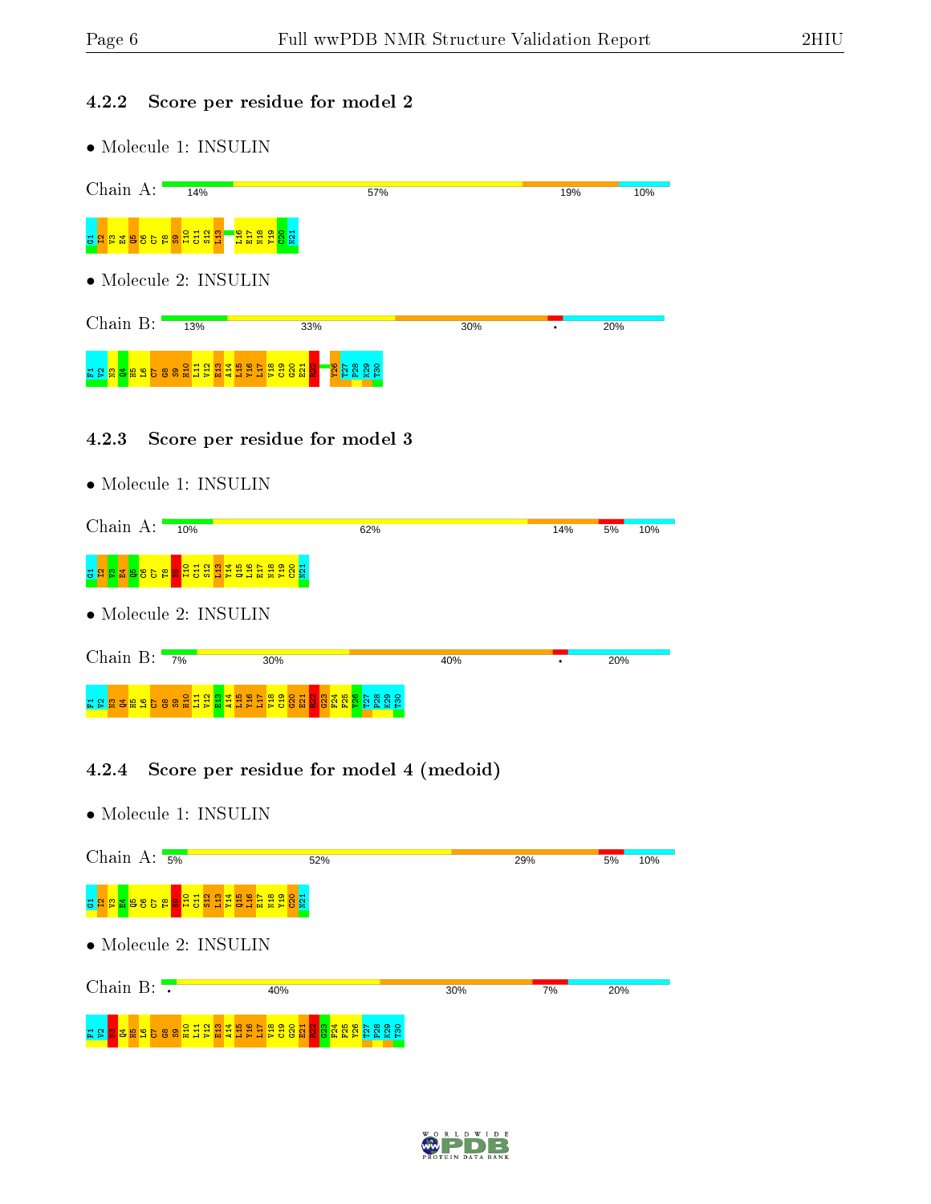### 4.2.2 Score per residue for model 2

- Molecule 1: INSULIN

Chain A: 14% | 57% | 19% | 10%

G1 I2 V3 E4 Q5 C6 C7 T8 S9 I10 C11 S12 L13 L16 E17 N18 Y19 C20 N21

- Molecule 2: INSULIN

Chain B: 13% | 33% | 30% | • | 20%

F1 V2 N3 Q4 H5 L6 C7 G8 S9 H10 L11 V12 E13 A14 L15 Y16 L17 V18 C19 G20 E21 R22 Y26 T27 P28 K29 T30

### 4.2.3 Score per residue for model 3

- Molecule 1: INSULIN

Chain A: 10% | 62% | 14% | 5% | 10%

G1 I2 V3 E4 Q5 C6 C7 T8 S9 I10 C11 S12 L13 Y14 Q15 L16 E17 N18 Y19 C20 N21

- Molecule 2: INSULIN

Chain B: 7% | 30% | 40% | • | 20%

F1 V2 N3 Q4 H5 L6 C7 G8 S9 H10 L11 V12 E13 A14 L15 Y16 L17 V18 C19 G20 E21 R22 G23 F24 F25 Y26 T27 P28 K29 T30

### 4.2.4 Score per residue for model 4 (medoid)

- Molecule 1: INSULIN

Chain A: 5% | 52% | 29% | 5% | 10%

G1 I2 V3 E4 Q5 C6 C7 T8 S9 I10 C11 S12 L13 Y14 Q15 L16 E17 N18 Y19 C20 N21

- Molecule 2: INSULIN

Chain B: • | 40% | 30% | 7% | 20%

F1 V2 N3 Q4 H5 L6 C7 G8 S9 H10 L11 V12 E13 A14 L15 Y16 L17 V18 C19 G20 E21 R22 G23 F24 F25 Y26 T27 P28 K29 T30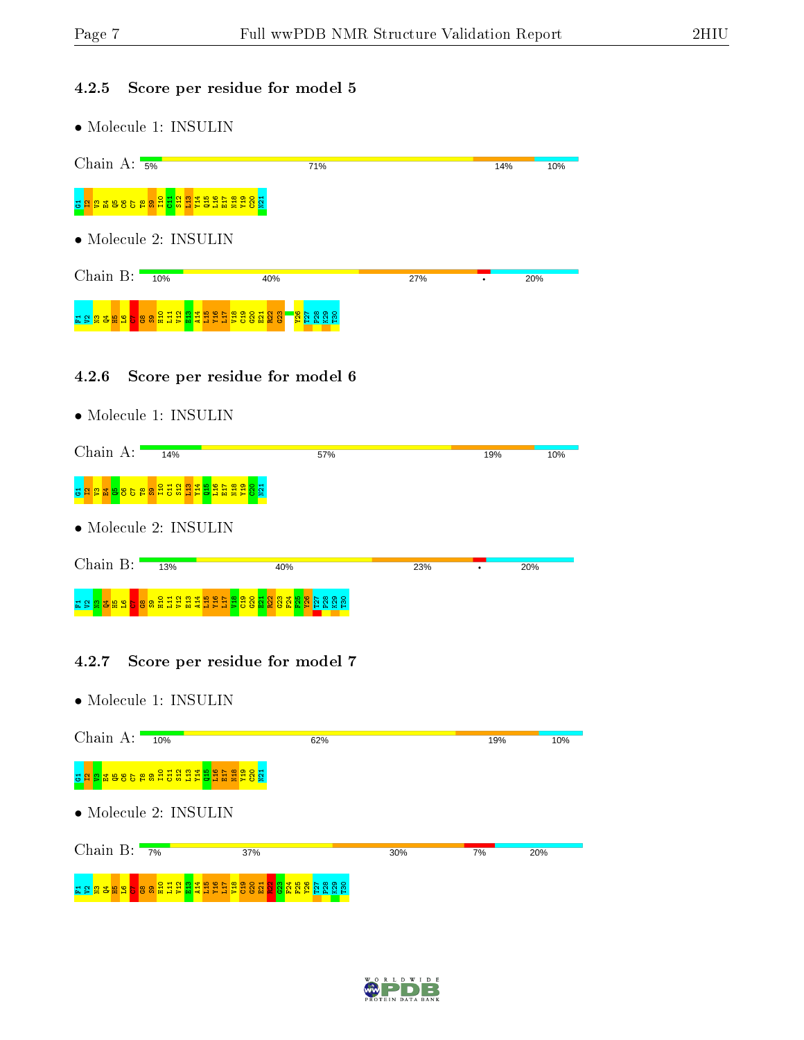### 4.2.5 Score per residue for model 5

- Molecule 1: INSULIN

Chain A: 5% | 71% | 14% | 10%

G1 I2 V3 E4 Q5 C6 C7 T8 S9 I10 C11 S12 L13 Y14 Q15 L16 E17 N18 Y19 C20 N21

- Molecule 2: INSULIN

Chain B: 10% | 40% | 27% | • | 20%

F1 V2 N3 Q4 H5 L6 C7 G8 S9 H10 L11 V12 E13 A14 L15 Y16 L17 V18 C19 G20 E21 R22 G23 Y26 T27 P28 K29 T30

### 4.2.6 Score per residue for model 6

- Molecule 1: INSULIN

Chain A: 14% | 57% | 19% | 10%

G1 I2 V3 E4 Q5 C6 C7 T8 S9 I10 C11 S12 L13 Y14 Q15 L16 E17 N18 Y19 C20 N21

- Molecule 2: INSULIN

Chain B: 13% | 40% | 23% | • | 20%

F1 V2 N3 Q4 H5 L6 C7 G8 S9 H10 L11 V12 E13 A14 L15 Y16 L17 V18 C19 G20 E21 R22 G23 F24 F25 Y26 T27 P28 K29 T30

### 4.2.7 Score per residue for model 7

- Molecule 1: INSULIN

Chain A: 10% | 62% | 19% | 10%

G1 I2 V3 E4 Q5 C6 C7 T8 S9 I10 C11 S12 L13 Y14 Q15 L16 E17 N18 Y19 C20 N21

- Molecule 2: INSULIN

Chain B: 7% | 37% | 30% | 7% | 20%

F1 V2 N3 Q4 H5 L6 C7 G8 S9 H10 L11 V12 E13 A14 L15 Y16 L17 V18 C19 G20 E21 R22 G23 F24 F25 Y26 T27 P28 K29 T30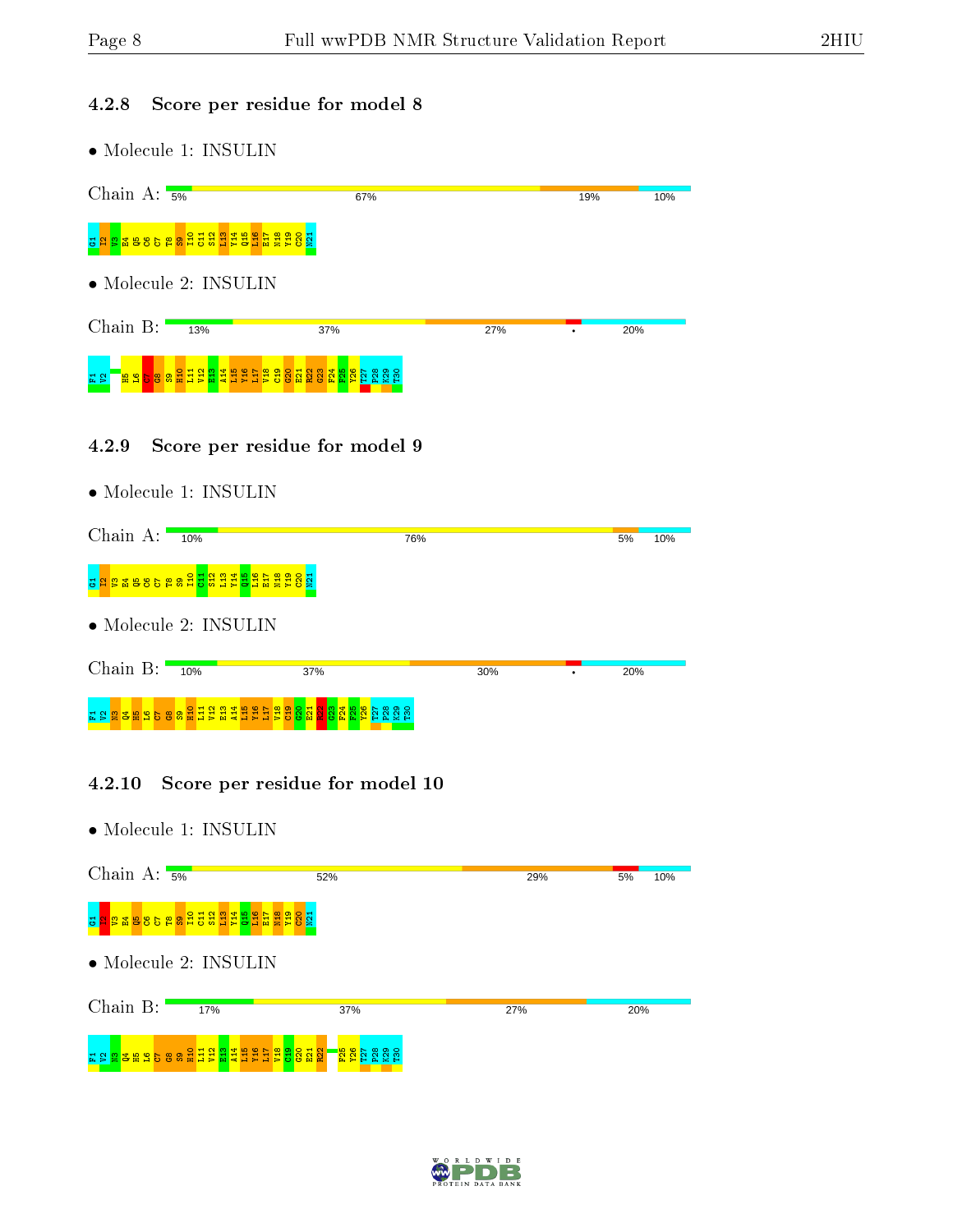### 4.2.8 Score per residue for model 8

- Molecule 1: INSULIN

Chain A: 5% 67% 19% 10%

G1 I2 V3 E4 Q5 C6 C7 T8 S9 I10 C11 S12 L13 Y14 Q15 L16 E17 N18 Y19 C20 N21

- Molecule 2: INSULIN

Chain B: 13% 37% 27% • 20%

F1 V2 H5 L6 C7 G8 S9 H10 L11 V12 E13 A14 L15 Y16 L17 V18 C19 G20 E21 R22 G23 F24 F25 Y26 T27 P28 K29 T30

### 4.2.9 Score per residue for model 9

- Molecule 1: INSULIN

Chain A: 10% 76% 5% 10%

G1 I2 V3 E4 Q5 C6 C7 T8 S9 I10 C11 S12 L13 Y14 Q15 L16 E17 N18 Y19 C20 N21

- Molecule 2: INSULIN

Chain B: 10% 37% 30% • 20%

F1 V2 N3 Q4 H5 L6 C7 G8 S9 H10 L11 V12 E13 A14 L15 Y16 L17 V18 C19 G20 E21 R22 G23 F24 F25 Y26 T27 P28 K29 T30

### 4.2.10 Score per residue for model 10

- Molecule 1: INSULIN

Chain A: 5% 52% 29% 5% 10%

G1 I2 V3 E4 Q5 C6 C7 T8 S9 I10 C11 S12 L13 Y14 Q15 L16 E17 N18 Y19 C20 N21

- Molecule 2: INSULIN

Chain B: 17% 37% 27% 20%

F1 V2 N3 Q4 H5 L6 C7 G8 S9 H10 L11 V12 E13 A14 L15 Y16 L17 V18 C19 G20 E21 R22 F25 Y26 T27 P28 K29 T30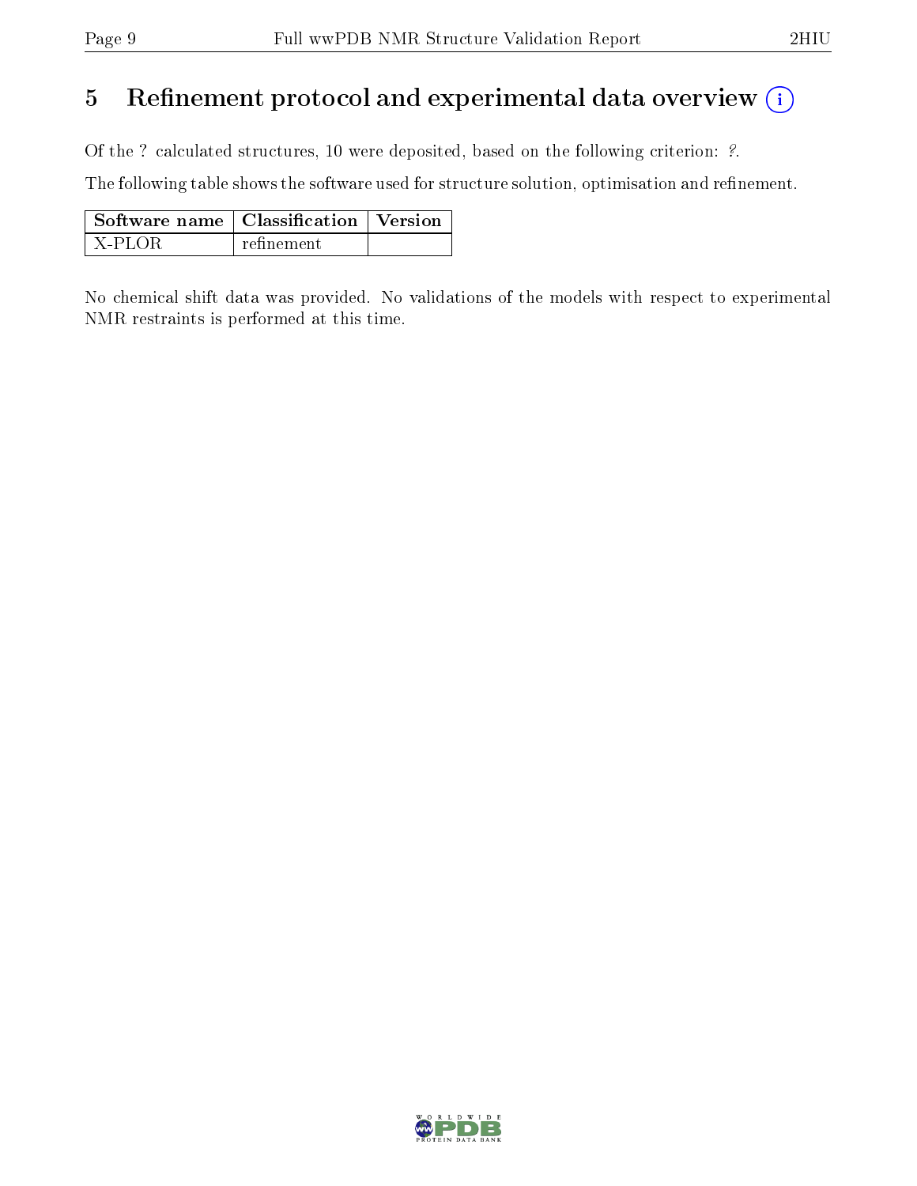# 5 Refinement protocol and experimental data overview (i)

Of the ? calculated structures, 10 were deposited, based on the following criterion: ?.

The following table shows the software used for structure solution, optimisation and refinement.

| Software name | Classification | Version |
|---|---|---|
| X-PLOR | refinement | |

No chemical shift data was provided. No validations of the models with respect to experimental NMR restraints is performed at this time.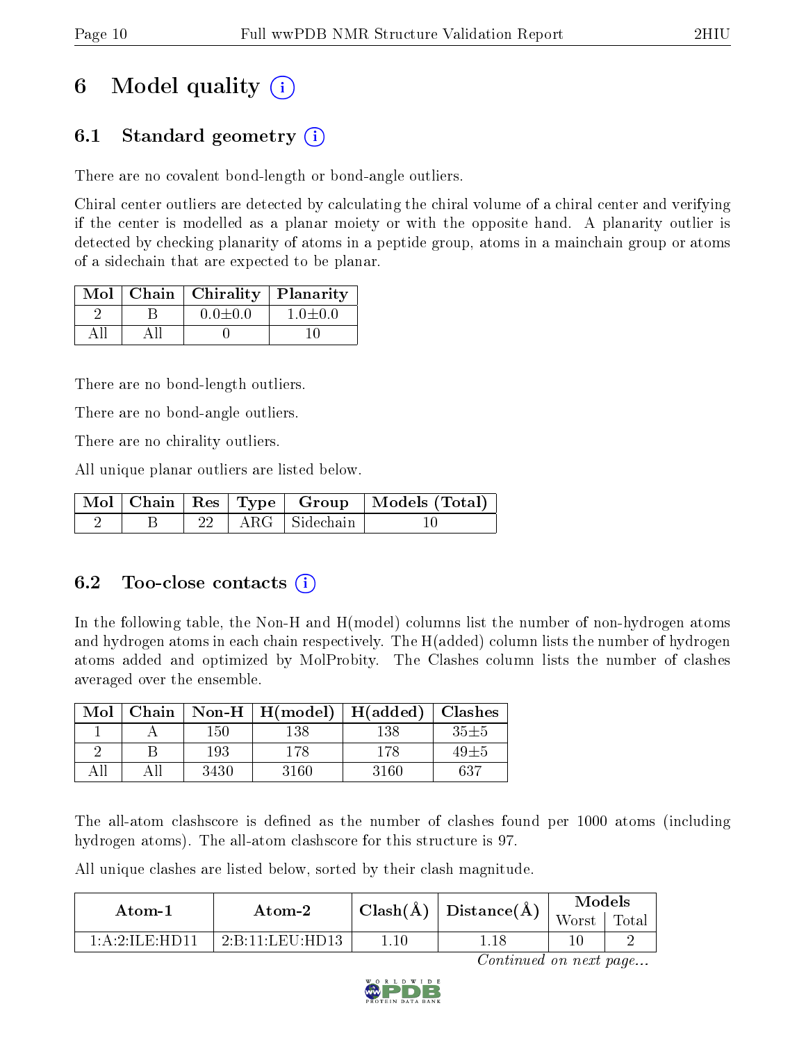# 6 Model quality (i)

## 6.1 Standard geometry (i)

There are no covalent bond-length or bond-angle outliers.

Chiral center outliers are detected by calculating the chiral volume of a chiral center and verifying if the center is modelled as a planar moiety or with the opposite hand. A planarity outlier is detected by checking planarity of atoms in a peptide group, atoms in a mainchain group or atoms of a sidechain that are expected to be planar.

| Mol | Chain | Chirality | Planarity |
|---|---|---|---|
| 2 | B | 0.0±0.0 | 1.0±0.0 |
| All | All | 0 | 10 |

There are no bond-length outliers.

There are no bond-angle outliers.

There are no chirality outliers.

All unique planar outliers are listed below.

| Mol | Chain | Res | Type | Group | Models (Total) |
|---|---|---|---|---|---|
| 2 | B | 22 | ARG | Sidechain | 10 |

## 6.2 Too-close contacts (i)

In the following table, the Non-H and H(model) columns list the number of non-hydrogen atoms and hydrogen atoms in each chain respectively. The H(added) column lists the number of hydrogen atoms added and optimized by MolProbity. The Clashes column lists the number of clashes averaged over the ensemble.

| Mol | Chain | Non-H | H(model) | H(added) | Clashes |
|---|---|---|---|---|---|
| 1 | A | 150 | 138 | 138 | 35±5 |
| 2 | B | 193 | 178 | 178 | 49±5 |
| All | All | 3430 | 3160 | 3160 | 637 |

The all-atom clashscore is defined as the number of clashes found per 1000 atoms (including hydrogen atoms). The all-atom clashscore for this structure is 97.

All unique clashes are listed below, sorted by their clash magnitude.

| Atom-1 | Atom-2 | Clash(Å) | Distance(Å) | Models | |
|---|---|---|---|---|---|
| | | | | Worst | Total |
| 1:A:2:ILE:HD11 | 2:B:11:LEU:HD13 | 1.10 | 1.18 | 10 | 2 |

*Continued on next page...*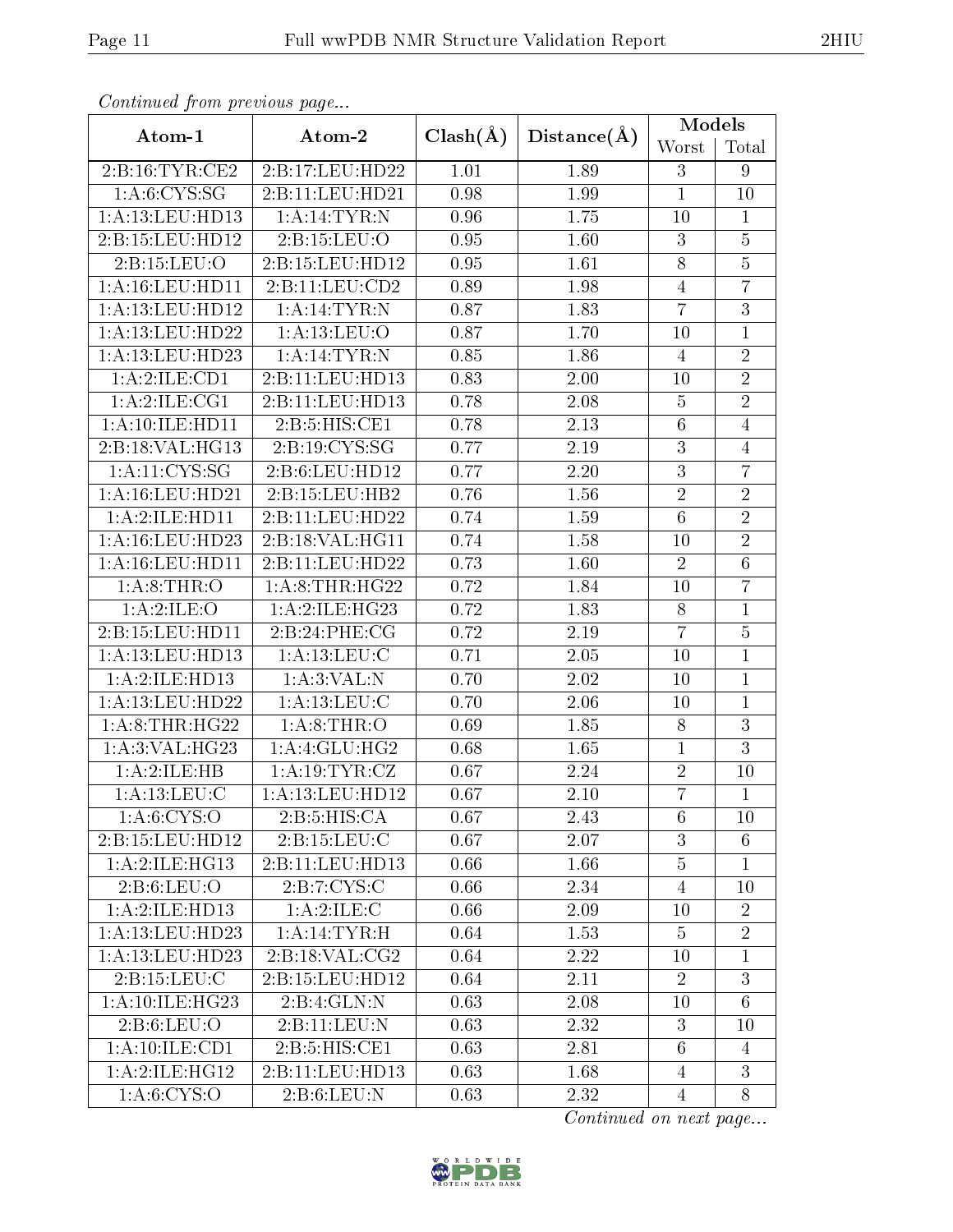*Continued from previous page...*

| Atom-1 | Atom-2 | Clash(Å) | Distance(Å) | Models | |
|---|---|---|---|---|---|
| | | | | Worst | Total |
| 2:B:16:TYR:CE2 | 2:B:17:LEU:HD22 | 1.01 | 1.89 | 3 | 9 |
| 1:A:6:CYS:SG | 2:B:11:LEU:HD21 | 0.98 | 1.99 | 1 | 10 |
| 1:A:13:LEU:HD13 | 1:A:14:TYR:N | 0.96 | 1.75 | 10 | 1 |
| 2:B:15:LEU:HD12 | 2:B:15:LEU:O | 0.95 | 1.60 | 3 | 5 |
| 2:B:15:LEU:O | 2:B:15:LEU:HD12 | 0.95 | 1.61 | 8 | 5 |
| 1:A:16:LEU:HD11 | 2:B:11:LEU:CD2 | 0.89 | 1.98 | 4 | 7 |
| 1:A:13:LEU:HD12 | 1:A:14:TYR:N | 0.87 | 1.83 | 7 | 3 |
| 1:A:13:LEU:HD22 | 1:A:13:LEU:O | 0.87 | 1.70 | 10 | 1 |
| 1:A:13:LEU:HD23 | 1:A:14:TYR:N | 0.85 | 1.86 | 4 | 2 |
| 1:A:2:ILE:CD1 | 2:B:11:LEU:HD13 | 0.83 | 2.00 | 10 | 2 |
| 1:A:2:ILE:CG1 | 2:B:11:LEU:HD13 | 0.78 | 2.08 | 5 | 2 |
| 1:A:10:ILE:HD11 | 2:B:5:HIS:CE1 | 0.78 | 2.13 | 6 | 4 |
| 2:B:18:VAL:HG13 | 2:B:19:CYS:SG | 0.77 | 2.19 | 3 | 4 |
| 1:A:11:CYS:SG | 2:B:6:LEU:HD12 | 0.77 | 2.20 | 3 | 7 |
| 1:A:16:LEU:HD21 | 2:B:15:LEU:HB2 | 0.76 | 1.56 | 2 | 2 |
| 1:A:2:ILE:HD11 | 2:B:11:LEU:HD22 | 0.74 | 1.59 | 6 | 2 |
| 1:A:16:LEU:HD23 | 2:B:18:VAL:HG11 | 0.74 | 1.58 | 10 | 2 |
| 1:A:16:LEU:HD11 | 2:B:11:LEU:HD22 | 0.73 | 1.60 | 2 | 6 |
| 1:A:8:THR:O | 1:A:8:THR:HG22 | 0.72 | 1.84 | 10 | 7 |
| 1:A:2:ILE:O | 1:A:2:ILE:HG23 | 0.72 | 1.83 | 8 | 1 |
| 2:B:15:LEU:HD11 | 2:B:24:PHE:CG | 0.72 | 2.19 | 7 | 5 |
| 1:A:13:LEU:HD13 | 1:A:13:LEU:C | 0.71 | 2.05 | 10 | 1 |
| 1:A:2:ILE:HD13 | 1:A:3:VAL:N | 0.70 | 2.02 | 10 | 1 |
| 1:A:13:LEU:HD22 | 1:A:13:LEU:C | 0.70 | 2.06 | 10 | 1 |
| 1:A:8:THR:HG22 | 1:A:8:THR:O | 0.69 | 1.85 | 8 | 3 |
| 1:A:3:VAL:HG23 | 1:A:4:GLU:HG2 | 0.68 | 1.65 | 1 | 3 |
| 1:A:2:ILE:HB | 1:A:19:TYR:CZ | 0.67 | 2.24 | 2 | 10 |
| 1:A:13:LEU:C | 1:A:13:LEU:HD12 | 0.67 | 2.10 | 7 | 1 |
| 1:A:6:CYS:O | 2:B:5:HIS:CA | 0.67 | 2.43 | 6 | 10 |
| 2:B:15:LEU:HD12 | 2:B:15:LEU:C | 0.67 | 2.07 | 3 | 6 |
| 1:A:2:ILE:HG13 | 2:B:11:LEU:HD13 | 0.66 | 1.66 | 5 | 1 |
| 2:B:6:LEU:O | 2:B:7:CYS:C | 0.66 | 2.34 | 4 | 10 |
| 1:A:2:ILE:HD13 | 1:A:2:ILE:C | 0.66 | 2.09 | 10 | 2 |
| 1:A:13:LEU:HD23 | 1:A:14:TYR:H | 0.64 | 1.53 | 5 | 2 |
| 1:A:13:LEU:HD23 | 2:B:18:VAL:CG2 | 0.64 | 2.22 | 10 | 1 |
| 2:B:15:LEU:C | 2:B:15:LEU:HD12 | 0.64 | 2.11 | 2 | 3 |
| 1:A:10:ILE:HG23 | 2:B:4:GLN:N | 0.63 | 2.08 | 10 | 6 |
| 2:B:6:LEU:O | 2:B:11:LEU:N | 0.63 | 2.32 | 3 | 10 |
| 1:A:10:ILE:CD1 | 2:B:5:HIS:CE1 | 0.63 | 2.81 | 6 | 4 |
| 1:A:2:ILE:HG12 | 2:B:11:LEU:HD13 | 0.63 | 1.68 | 4 | 3 |
| 1:A:6:CYS:O | 2:B:6:LEU:N | 0.63 | 2.32 | 4 | 8 |

*Continued on next page...*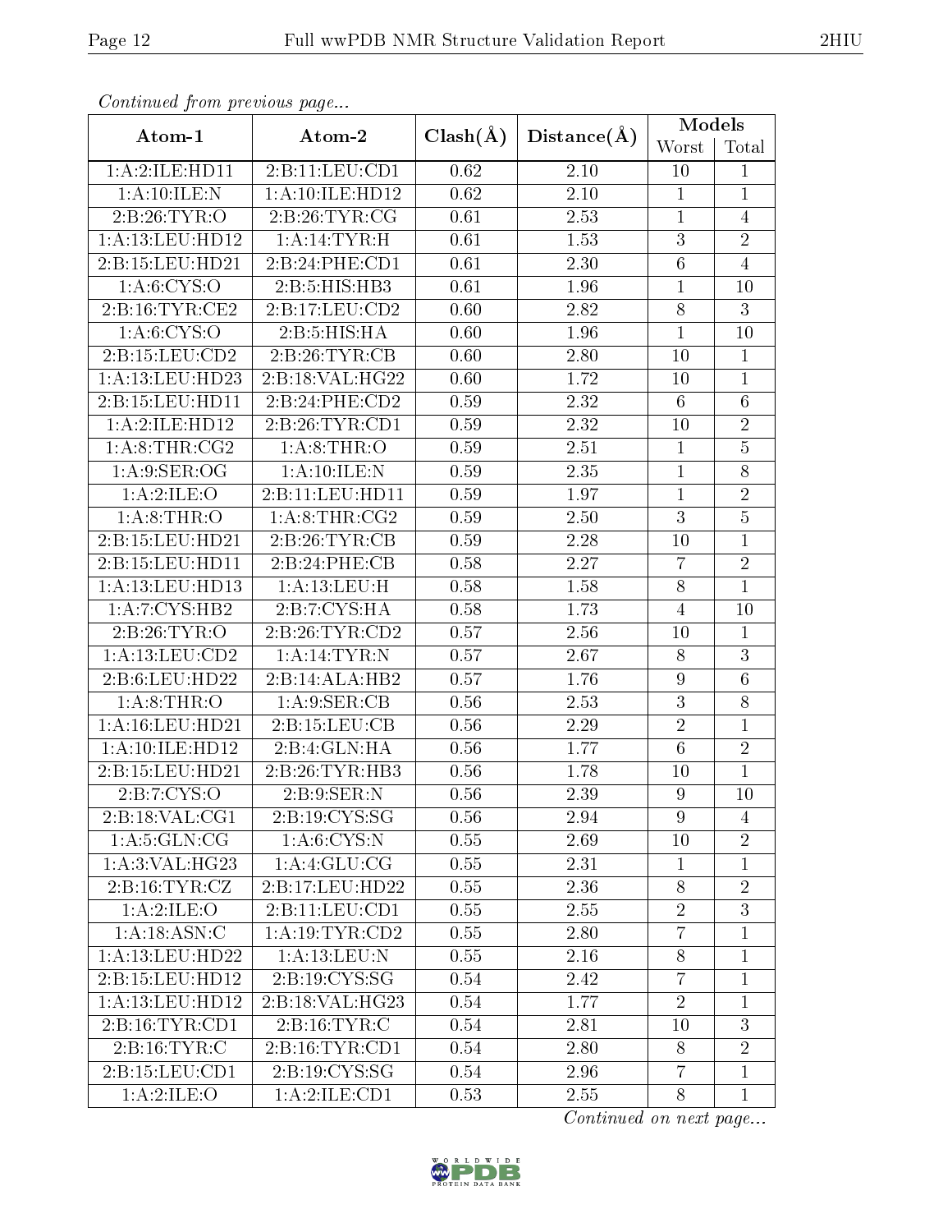*Continued from previous page...*

| Atom-1 | Atom-2 | Clash(Å) | Distance(Å) | Models | |
|---|---|---|---|---|---|
| | | | | Worst | Total |
| 1:A:2:ILE:HD11 | 2:B:11:LEU:CD1 | 0.62 | 2.10 | 10 | 1 |
| 1:A:10:ILE:N | 1:A:10:ILE:HD12 | 0.62 | 2.10 | 1 | 1 |
| 2:B:26:TYR:O | 2:B:26:TYR:CG | 0.61 | 2.53 | 1 | 4 |
| 1:A:13:LEU:HD12 | 1:A:14:TYR:H | 0.61 | 1.53 | 3 | 2 |
| 2:B:15:LEU:HD21 | 2:B:24:PHE:CD1 | 0.61 | 2.30 | 6 | 4 |
| 1:A:6:CYS:O | 2:B:5:HIS:HB3 | 0.61 | 1.96 | 1 | 10 |
| 2:B:16:TYR:CE2 | 2:B:17:LEU:CD2 | 0.60 | 2.82 | 8 | 3 |
| 1:A:6:CYS:O | 2:B:5:HIS:HA | 0.60 | 1.96 | 1 | 10 |
| 2:B:15:LEU:CD2 | 2:B:26:TYR:CB | 0.60 | 2.80 | 10 | 1 |
| 1:A:13:LEU:HD23 | 2:B:18:VAL:HG22 | 0.60 | 1.72 | 10 | 1 |
| 2:B:15:LEU:HD11 | 2:B:24:PHE:CD2 | 0.59 | 2.32 | 6 | 6 |
| 1:A:2:ILE:HD12 | 2:B:26:TYR:CD1 | 0.59 | 2.32 | 10 | 2 |
| 1:A:8:THR:CG2 | 1:A:8:THR:O | 0.59 | 2.51 | 1 | 5 |
| 1:A:9:SER:OG | 1:A:10:ILE:N | 0.59 | 2.35 | 1 | 8 |
| 1:A:2:ILE:O | 2:B:11:LEU:HD11 | 0.59 | 1.97 | 1 | 2 |
| 1:A:8:THR:O | 1:A:8:THR:CG2 | 0.59 | 2.50 | 3 | 5 |
| 2:B:15:LEU:HD21 | 2:B:26:TYR:CB | 0.59 | 2.28 | 10 | 1 |
| 2:B:15:LEU:HD11 | 2:B:24:PHE:CB | 0.58 | 2.27 | 7 | 2 |
| 1:A:13:LEU:HD13 | 1:A:13:LEU:H | 0.58 | 1.58 | 8 | 1 |
| 1:A:7:CYS:HB2 | 2:B:7:CYS:HA | 0.58 | 1.73 | 4 | 10 |
| 2:B:26:TYR:O | 2:B:26:TYR:CD2 | 0.57 | 2.56 | 10 | 1 |
| 1:A:13:LEU:CD2 | 1:A:14:TYR:N | 0.57 | 2.67 | 8 | 3 |
| 2:B:6:LEU:HD22 | 2:B:14:ALA:HB2 | 0.57 | 1.76 | 9 | 6 |
| 1:A:8:THR:O | 1:A:9:SER:CB | 0.56 | 2.53 | 3 | 8 |
| 1:A:16:LEU:HD21 | 2:B:15:LEU:CB | 0.56 | 2.29 | 2 | 1 |
| 1:A:10:ILE:HD12 | 2:B:4:GLN:HA | 0.56 | 1.77 | 6 | 2 |
| 2:B:15:LEU:HD21 | 2:B:26:TYR:HB3 | 0.56 | 1.78 | 10 | 1 |
| 2:B:7:CYS:O | 2:B:9:SER:N | 0.56 | 2.39 | 9 | 10 |
| 2:B:18:VAL:CG1 | 2:B:19:CYS:SG | 0.56 | 2.94 | 9 | 4 |
| 1:A:5:GLN:CG | 1:A:6:CYS:N | 0.55 | 2.69 | 10 | 2 |
| 1:A:3:VAL:HG23 | 1:A:4:GLU:CG | 0.55 | 2.31 | 1 | 1 |
| 2:B:16:TYR:CZ | 2:B:17:LEU:HD22 | 0.55 | 2.36 | 8 | 2 |
| 1:A:2:ILE:O | 2:B:11:LEU:CD1 | 0.55 | 2.55 | 2 | 3 |
| 1:A:18:ASN:C | 1:A:19:TYR:CD2 | 0.55 | 2.80 | 7 | 1 |
| 1:A:13:LEU:HD22 | 1:A:13:LEU:N | 0.55 | 2.16 | 8 | 1 |
| 2:B:15:LEU:HD12 | 2:B:19:CYS:SG | 0.54 | 2.42 | 7 | 1 |
| 1:A:13:LEU:HD12 | 2:B:18:VAL:HG23 | 0.54 | 1.77 | 2 | 1 |
| 2:B:16:TYR:CD1 | 2:B:16:TYR:C | 0.54 | 2.81 | 10 | 3 |
| 2:B:16:TYR:C | 2:B:16:TYR:CD1 | 0.54 | 2.80 | 8 | 2 |
| 2:B:15:LEU:CD1 | 2:B:19:CYS:SG | 0.54 | 2.96 | 7 | 1 |
| 1:A:2:ILE:O | 1:A:2:ILE:CD1 | 0.53 | 2.55 | 8 | 1 |

*Continued on next page...*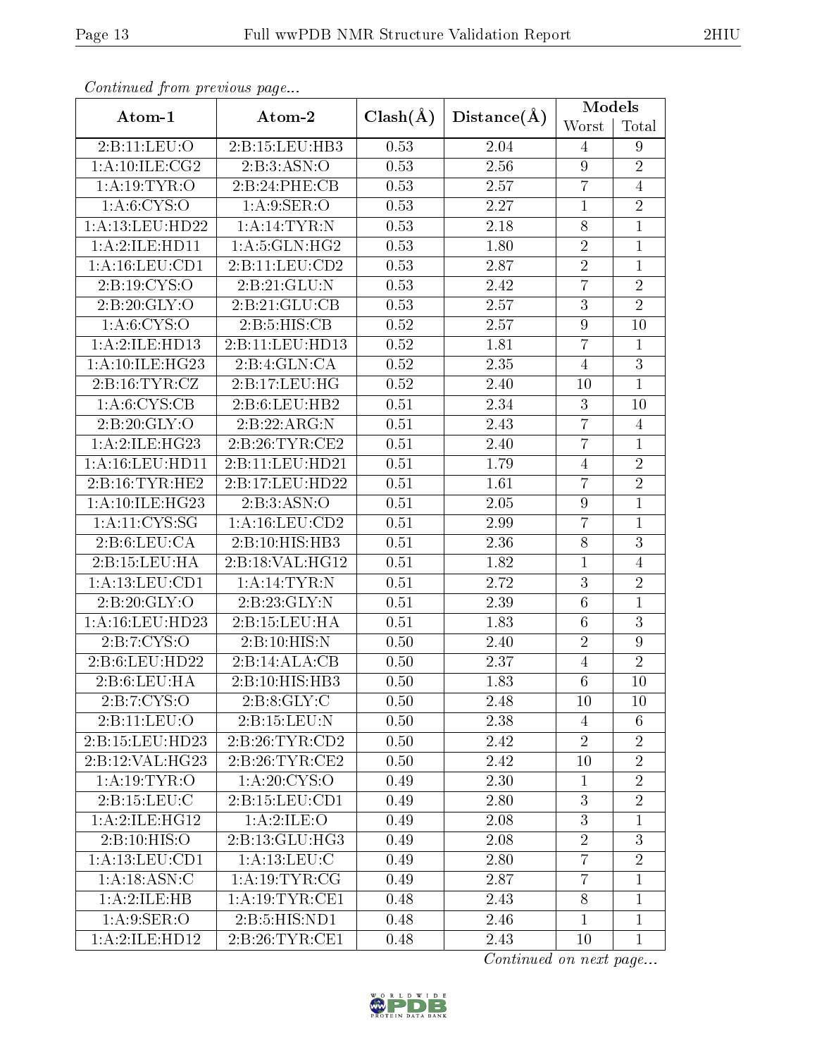*Continued from previous page...*

| Atom-1 | Atom-2 | Clash(Å) | Distance(Å) | Models | |
|---|---|---|---|---|---|
| | | | | Worst | Total |
| 2:B:11:LEU:O | 2:B:15:LEU:HB3 | 0.53 | 2.04 | 4 | 9 |
| 1:A:10:ILE:CG2 | 2:B:3:ASN:O | 0.53 | 2.56 | 9 | 2 |
| 1:A:19:TYR:O | 2:B:24:PHE:CB | 0.53 | 2.57 | 7 | 4 |
| 1:A:6:CYS:O | 1:A:9:SER:O | 0.53 | 2.27 | 1 | 2 |
| 1:A:13:LEU:HD22 | 1:A:14:TYR:N | 0.53 | 2.18 | 8 | 1 |
| 1:A:2:ILE:HD11 | 1:A:5:GLN:HG2 | 0.53 | 1.80 | 2 | 1 |
| 1:A:16:LEU:CD1 | 2:B:11:LEU:CD2 | 0.53 | 2.87 | 2 | 1 |
| 2:B:19:CYS:O | 2:B:21:GLU:N | 0.53 | 2.42 | 7 | 2 |
| 2:B:20:GLY:O | 2:B:21:GLU:CB | 0.53 | 2.57 | 3 | 2 |
| 1:A:6:CYS:O | 2:B:5:HIS:CB | 0.52 | 2.57 | 9 | 10 |
| 1:A:2:ILE:HD13 | 2:B:11:LEU:HD13 | 0.52 | 1.81 | 7 | 1 |
| 1:A:10:ILE:HG23 | 2:B:4:GLN:CA | 0.52 | 2.35 | 4 | 3 |
| 2:B:16:TYR:CZ | 2:B:17:LEU:HG | 0.52 | 2.40 | 10 | 1 |
| 1:A:6:CYS:CB | 2:B:6:LEU:HB2 | 0.51 | 2.34 | 3 | 10 |
| 2:B:20:GLY:O | 2:B:22:ARG:N | 0.51 | 2.43 | 7 | 4 |
| 1:A:2:ILE:HG23 | 2:B:26:TYR:CE2 | 0.51 | 2.40 | 7 | 1 |
| 1:A:16:LEU:HD11 | 2:B:11:LEU:HD21 | 0.51 | 1.79 | 4 | 2 |
| 2:B:16:TYR:HE2 | 2:B:17:LEU:HD22 | 0.51 | 1.61 | 7 | 2 |
| 1:A:10:ILE:HG23 | 2:B:3:ASN:O | 0.51 | 2.05 | 9 | 1 |
| 1:A:11:CYS:SG | 1:A:16:LEU:CD2 | 0.51 | 2.99 | 7 | 1 |
| 2:B:6:LEU:CA | 2:B:10:HIS:HB3 | 0.51 | 2.36 | 8 | 3 |
| 2:B:15:LEU:HA | 2:B:18:VAL:HG12 | 0.51 | 1.82 | 1 | 4 |
| 1:A:13:LEU:CD1 | 1:A:14:TYR:N | 0.51 | 2.72 | 3 | 2 |
| 2:B:20:GLY:O | 2:B:23:GLY:N | 0.51 | 2.39 | 6 | 1 |
| 1:A:16:LEU:HD23 | 2:B:15:LEU:HA | 0.51 | 1.83 | 6 | 3 |
| 2:B:7:CYS:O | 2:B:10:HIS:N | 0.50 | 2.40 | 2 | 9 |
| 2:B:6:LEU:HD22 | 2:B:14:ALA:CB | 0.50 | 2.37 | 4 | 2 |
| 2:B:6:LEU:HA | 2:B:10:HIS:HB3 | 0.50 | 1.83 | 6 | 10 |
| 2:B:7:CYS:O | 2:B:8:GLY:C | 0.50 | 2.48 | 10 | 10 |
| 2:B:11:LEU:O | 2:B:15:LEU:N | 0.50 | 2.38 | 4 | 6 |
| 2:B:15:LEU:HD23 | 2:B:26:TYR:CD2 | 0.50 | 2.42 | 2 | 2 |
| 2:B:12:VAL:HG23 | 2:B:26:TYR:CE2 | 0.50 | 2.42 | 10 | 2 |
| 1:A:19:TYR:O | 1:A:20:CYS:O | 0.49 | 2.30 | 1 | 2 |
| 2:B:15:LEU:C | 2:B:15:LEU:CD1 | 0.49 | 2.80 | 3 | 2 |
| 1:A:2:ILE:HG12 | 1:A:2:ILE:O | 0.49 | 2.08 | 3 | 1 |
| 2:B:10:HIS:O | 2:B:13:GLU:HG3 | 0.49 | 2.08 | 2 | 3 |
| 1:A:13:LEU:CD1 | 1:A:13:LEU:C | 0.49 | 2.80 | 7 | 2 |
| 1:A:18:ASN:C | 1:A:19:TYR:CG | 0.49 | 2.87 | 7 | 1 |
| 1:A:2:ILE:HB | 1:A:19:TYR:CE1 | 0.48 | 2.43 | 8 | 1 |
| 1:A:9:SER:O | 2:B:5:HIS:ND1 | 0.48 | 2.46 | 1 | 1 |
| 1:A:2:ILE:HD12 | 2:B:26:TYR:CE1 | 0.48 | 2.43 | 10 | 1 |

*Continued on next page...*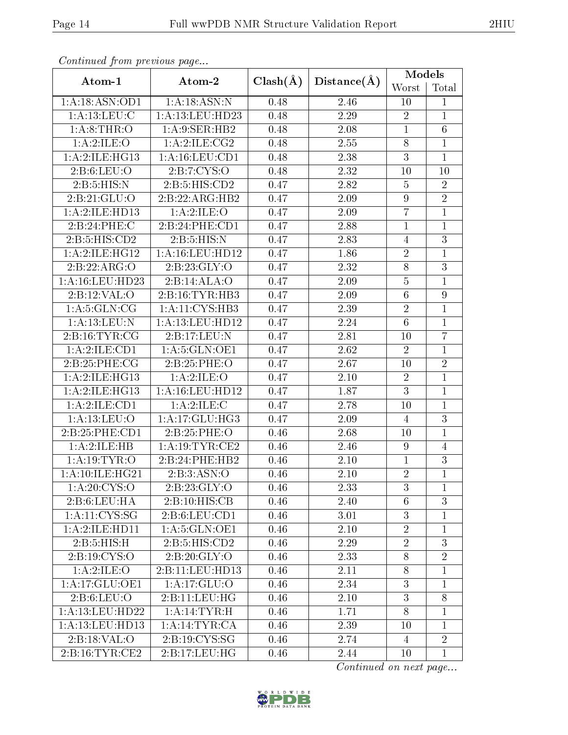*Continued from previous page...*

| Atom-1 | Atom-2 | Clash(Å) | Distance(Å) | Models | |
|---|---|---|---|---|---|
| | | | | Worst | Total |
| 1:A:18:ASN:OD1 | 1:A:18:ASN:N | 0.48 | 2.46 | 10 | 1 |
| 1:A:13:LEU:C | 1:A:13:LEU:HD23 | 0.48 | 2.29 | 2 | 1 |
| 1:A:8:THR:O | 1:A:9:SER:HB2 | 0.48 | 2.08 | 1 | 6 |
| 1:A:2:ILE:O | 1:A:2:ILE:CG2 | 0.48 | 2.55 | 8 | 1 |
| 1:A:2:ILE:HG13 | 1:A:16:LEU:CD1 | 0.48 | 2.38 | 3 | 1 |
| 2:B:6:LEU:O | 2:B:7:CYS:O | 0.48 | 2.32 | 10 | 10 |
| 2:B:5:HIS:N | 2:B:5:HIS:CD2 | 0.47 | 2.82 | 5 | 2 |
| 2:B:21:GLU:O | 2:B:22:ARG:HB2 | 0.47 | 2.09 | 9 | 2 |
| 1:A:2:ILE:HD13 | 1:A:2:ILE:O | 0.47 | 2.09 | 7 | 1 |
| 2:B:24:PHE:C | 2:B:24:PHE:CD1 | 0.47 | 2.88 | 1 | 1 |
| 2:B:5:HIS:CD2 | 2:B:5:HIS:N | 0.47 | 2.83 | 4 | 3 |
| 1:A:2:ILE:HG12 | 1:A:16:LEU:HD12 | 0.47 | 1.86 | 2 | 1 |
| 2:B:22:ARG:O | 2:B:23:GLY:O | 0.47 | 2.32 | 8 | 3 |
| 1:A:16:LEU:HD23 | 2:B:14:ALA:O | 0.47 | 2.09 | 5 | 1 |
| 2:B:12:VAL:O | 2:B:16:TYR:HB3 | 0.47 | 2.09 | 6 | 9 |
| 1:A:5:GLN:CG | 1:A:11:CYS:HB3 | 0.47 | 2.39 | 2 | 1 |
| 1:A:13:LEU:N | 1:A:13:LEU:HD12 | 0.47 | 2.24 | 6 | 1 |
| 2:B:16:TYR:CG | 2:B:17:LEU:N | 0.47 | 2.81 | 10 | 7 |
| 1:A:2:ILE:CD1 | 1:A:5:GLN:OE1 | 0.47 | 2.62 | 2 | 1 |
| 2:B:25:PHE:CG | 2:B:25:PHE:O | 0.47 | 2.67 | 10 | 2 |
| 1:A:2:ILE:HG13 | 1:A:2:ILE:O | 0.47 | 2.10 | 2 | 1 |
| 1:A:2:ILE:HG13 | 1:A:16:LEU:HD12 | 0.47 | 1.87 | 3 | 1 |
| 1:A:2:ILE:CD1 | 1:A:2:ILE:C | 0.47 | 2.78 | 10 | 1 |
| 1:A:13:LEU:O | 1:A:17:GLU:HG3 | 0.47 | 2.09 | 4 | 3 |
| 2:B:25:PHE:CD1 | 2:B:25:PHE:O | 0.46 | 2.68 | 10 | 1 |
| 1:A:2:ILE:HB | 1:A:19:TYR:CE2 | 0.46 | 2.46 | 9 | 4 |
| 1:A:19:TYR:O | 2:B:24:PHE:HB2 | 0.46 | 2.10 | 1 | 3 |
| 1:A:10:ILE:HG21 | 2:B:3:ASN:O | 0.46 | 2.10 | 2 | 1 |
| 1:A:20:CYS:O | 2:B:23:GLY:O | 0.46 | 2.33 | 3 | 1 |
| 2:B:6:LEU:HA | 2:B:10:HIS:CB | 0.46 | 2.40 | 6 | 3 |
| 1:A:11:CYS:SG | 2:B:6:LEU:CD1 | 0.46 | 3.01 | 3 | 1 |
| 1:A:2:ILE:HD11 | 1:A:5:GLN:OE1 | 0.46 | 2.10 | 2 | 1 |
| 2:B:5:HIS:H | 2:B:5:HIS:CD2 | 0.46 | 2.29 | 2 | 3 |
| 2:B:19:CYS:O | 2:B:20:GLY:O | 0.46 | 2.33 | 8 | 2 |
| 1:A:2:ILE:O | 2:B:11:LEU:HD13 | 0.46 | 2.11 | 8 | 1 |
| 1:A:17:GLU:OE1 | 1:A:17:GLU:O | 0.46 | 2.34 | 3 | 1 |
| 2:B:6:LEU:O | 2:B:11:LEU:HG | 0.46 | 2.10 | 3 | 8 |
| 1:A:13:LEU:HD22 | 1:A:14:TYR:H | 0.46 | 1.71 | 8 | 1 |
| 1:A:13:LEU:HD13 | 1:A:14:TYR:CA | 0.46 | 2.39 | 10 | 1 |
| 2:B:18:VAL:O | 2:B:19:CYS:SG | 0.46 | 2.74 | 4 | 2 |
| 2:B:16:TYR:CE2 | 2:B:17:LEU:HG | 0.46 | 2.44 | 10 | 1 |

*Continued on next page...*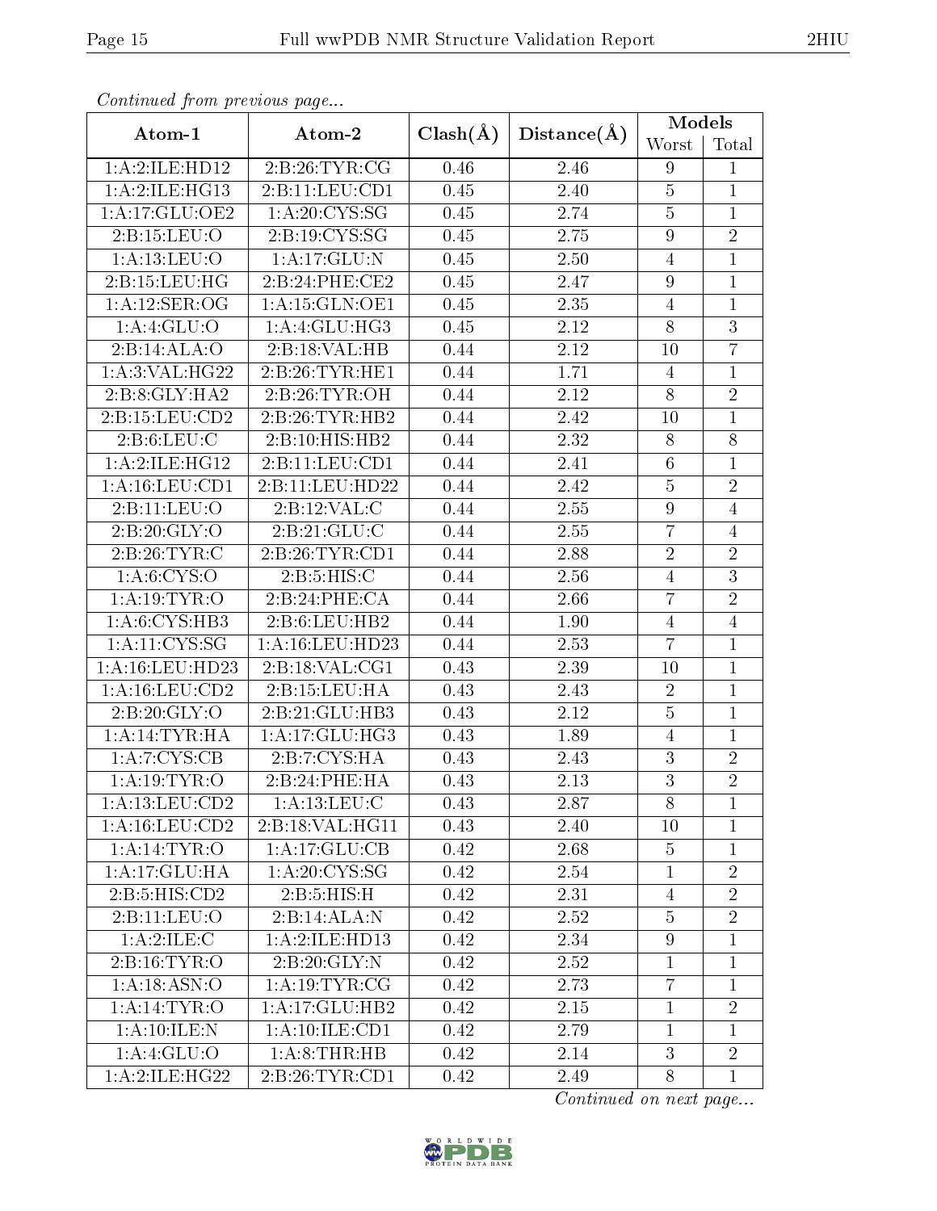*Continued from previous page...*

| Atom-1 | Atom-2 | Clash(Å) | Distance(Å) | Models | |
|---|---|---|---|---|---|
| | | | | Worst | Total |
| 1:A:2:ILE:HD12 | 2:B:26:TYR:CG | 0.46 | 2.46 | 9 | 1 |
| 1:A:2:ILE:HG13 | 2:B:11:LEU:CD1 | 0.45 | 2.40 | 5 | 1 |
| 1:A:17:GLU:OE2 | 1:A:20:CYS:SG | 0.45 | 2.74 | 5 | 1 |
| 2:B:15:LEU:O | 2:B:19:CYS:SG | 0.45 | 2.75 | 9 | 2 |
| 1:A:13:LEU:O | 1:A:17:GLU:N | 0.45 | 2.50 | 4 | 1 |
| 2:B:15:LEU:HG | 2:B:24:PHE:CE2 | 0.45 | 2.47 | 9 | 1 |
| 1:A:12:SER:OG | 1:A:15:GLN:OE1 | 0.45 | 2.35 | 4 | 1 |
| 1:A:4:GLU:O | 1:A:4:GLU:HG3 | 0.45 | 2.12 | 8 | 3 |
| 2:B:14:ALA:O | 2:B:18:VAL:HB | 0.44 | 2.12 | 10 | 7 |
| 1:A:3:VAL:HG22 | 2:B:26:TYR:HE1 | 0.44 | 1.71 | 4 | 1 |
| 2:B:8:GLY:HA2 | 2:B:26:TYR:OH | 0.44 | 2.12 | 8 | 2 |
| 2:B:15:LEU:CD2 | 2:B:26:TYR:HB2 | 0.44 | 2.42 | 10 | 1 |
| 2:B:6:LEU:C | 2:B:10:HIS:HB2 | 0.44 | 2.32 | 8 | 8 |
| 1:A:2:ILE:HG12 | 2:B:11:LEU:CD1 | 0.44 | 2.41 | 6 | 1 |
| 1:A:16:LEU:CD1 | 2:B:11:LEU:HD22 | 0.44 | 2.42 | 5 | 2 |
| 2:B:11:LEU:O | 2:B:12:VAL:C | 0.44 | 2.55 | 9 | 4 |
| 2:B:20:GLY:O | 2:B:21:GLU:C | 0.44 | 2.55 | 7 | 4 |
| 2:B:26:TYR:C | 2:B:26:TYR:CD1 | 0.44 | 2.88 | 2 | 2 |
| 1:A:6:CYS:O | 2:B:5:HIS:C | 0.44 | 2.56 | 4 | 3 |
| 1:A:19:TYR:O | 2:B:24:PHE:CA | 0.44 | 2.66 | 7 | 2 |
| 1:A:6:CYS:HB3 | 2:B:6:LEU:HB2 | 0.44 | 1.90 | 4 | 4 |
| 1:A:11:CYS:SG | 1:A:16:LEU:HD23 | 0.44 | 2.53 | 7 | 1 |
| 1:A:16:LEU:HD23 | 2:B:18:VAL:CG1 | 0.43 | 2.39 | 10 | 1 |
| 1:A:16:LEU:CD2 | 2:B:15:LEU:HA | 0.43 | 2.43 | 2 | 1 |
| 2:B:20:GLY:O | 2:B:21:GLU:HB3 | 0.43 | 2.12 | 5 | 1 |
| 1:A:14:TYR:HA | 1:A:17:GLU:HG3 | 0.43 | 1.89 | 4 | 1 |
| 1:A:7:CYS:CB | 2:B:7:CYS:HA | 0.43 | 2.43 | 3 | 2 |
| 1:A:19:TYR:O | 2:B:24:PHE:HA | 0.43 | 2.13 | 3 | 2 |
| 1:A:13:LEU:CD2 | 1:A:13:LEU:C | 0.43 | 2.87 | 8 | 1 |
| 1:A:16:LEU:CD2 | 2:B:18:VAL:HG11 | 0.43 | 2.40 | 10 | 1 |
| 1:A:14:TYR:O | 1:A:17:GLU:CB | 0.42 | 2.68 | 5 | 1 |
| 1:A:17:GLU:HA | 1:A:20:CYS:SG | 0.42 | 2.54 | 1 | 2 |
| 2:B:5:HIS:CD2 | 2:B:5:HIS:H | 0.42 | 2.31 | 4 | 2 |
| 2:B:11:LEU:O | 2:B:14:ALA:N | 0.42 | 2.52 | 5 | 2 |
| 1:A:2:ILE:C | 1:A:2:ILE:HD13 | 0.42 | 2.34 | 9 | 1 |
| 2:B:16:TYR:O | 2:B:20:GLY:N | 0.42 | 2.52 | 1 | 1 |
| 1:A:18:ASN:O | 1:A:19:TYR:CG | 0.42 | 2.73 | 7 | 1 |
| 1:A:14:TYR:O | 1:A:17:GLU:HB2 | 0.42 | 2.15 | 1 | 2 |
| 1:A:10:ILE:N | 1:A:10:ILE:CD1 | 0.42 | 2.79 | 1 | 1 |
| 1:A:4:GLU:O | 1:A:8:THR:HB | 0.42 | 2.14 | 3 | 2 |
| 1:A:2:ILE:HG22 | 2:B:26:TYR:CD1 | 0.42 | 2.49 | 8 | 1 |

*Continued on next page...*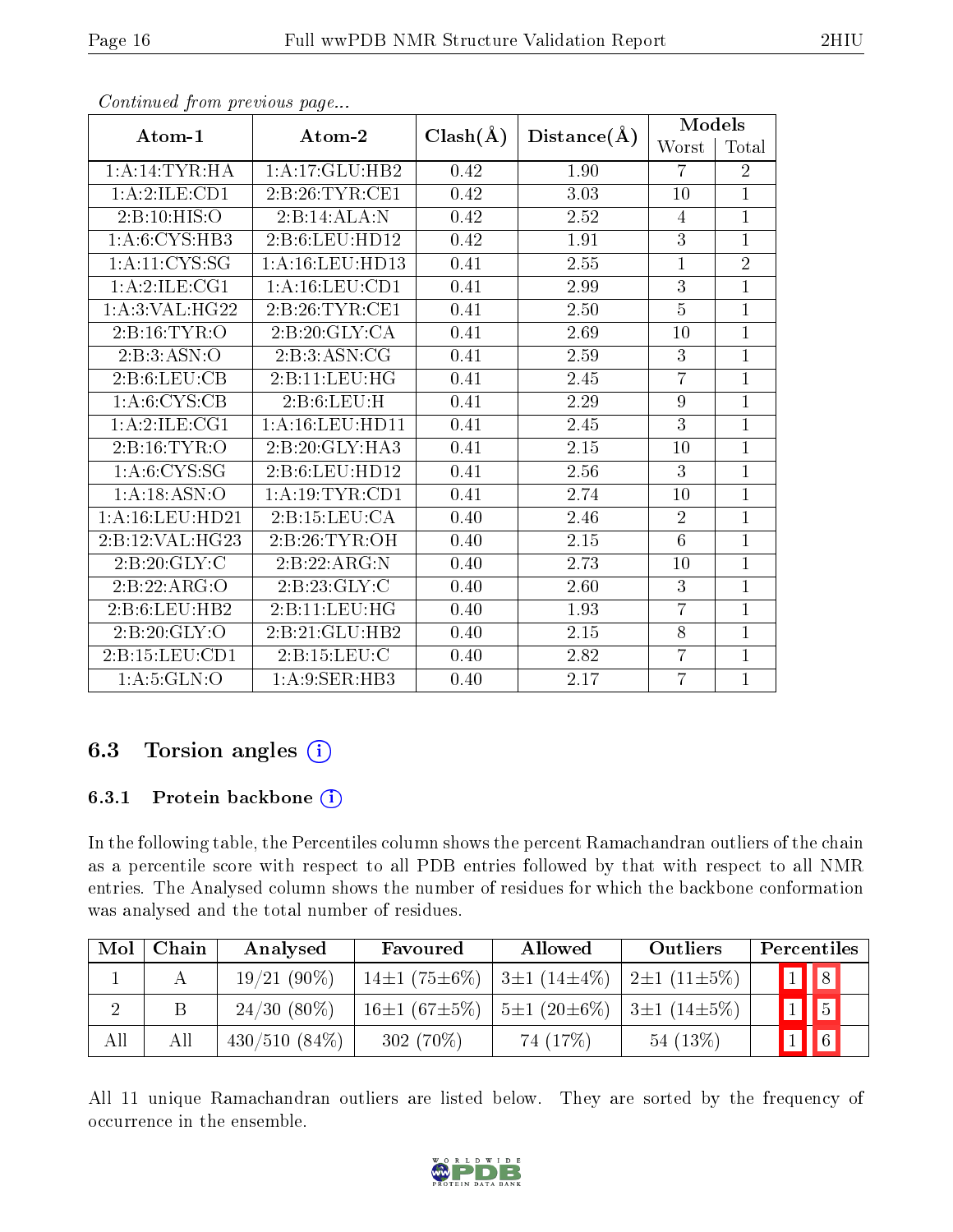*Continued from previous page...*

| Atom-1 | Atom-2 | Clash(Å) | Distance(Å) | Models | |
|---|---|---|---|---|---|
| | | | | Worst | Total |
| 1:A:14:TYR:HA | 1:A:17:GLU:HB2 | 0.42 | 1.90 | 7 | 2 |
| 1:A:2:ILE:CD1 | 2:B:26:TYR:CE1 | 0.42 | 3.03 | 10 | 1 |
| 2:B:10:HIS:O | 2:B:14:ALA:N | 0.42 | 2.52 | 4 | 1 |
| 1:A:6:CYS:HB3 | 2:B:6:LEU:HD12 | 0.42 | 1.91 | 3 | 1 |
| 1:A:11:CYS:SG | 1:A:16:LEU:HD13 | 0.41 | 2.55 | 1 | 2 |
| 1:A:2:ILE:CG1 | 1:A:16:LEU:CD1 | 0.41 | 2.99 | 3 | 1 |
| 1:A:3:VAL:HG22 | 2:B:26:TYR:CE1 | 0.41 | 2.50 | 5 | 1 |
| 2:B:16:TYR:O | 2:B:20:GLY:CA | 0.41 | 2.69 | 10 | 1 |
| 2:B:3:ASN:O | 2:B:3:ASN:CG | 0.41 | 2.59 | 3 | 1 |
| 2:B:6:LEU:CB | 2:B:11:LEU:HG | 0.41 | 2.45 | 7 | 1 |
| 1:A:6:CYS:CB | 2:B:6:LEU:H | 0.41 | 2.29 | 9 | 1 |
| 1:A:2:ILE:CG1 | 1:A:16:LEU:HD11 | 0.41 | 2.45 | 3 | 1 |
| 2:B:16:TYR:O | 2:B:20:GLY:HA3 | 0.41 | 2.15 | 10 | 1 |
| 1:A:6:CYS:SG | 2:B:6:LEU:HD12 | 0.41 | 2.56 | 3 | 1 |
| 1:A:18:ASN:O | 1:A:19:TYR:CD1 | 0.41 | 2.74 | 10 | 1 |
| 1:A:16:LEU:HD21 | 2:B:15:LEU:CA | 0.40 | 2.46 | 2 | 1 |
| 2:B:12:VAL:HG23 | 2:B:26:TYR:OH | 0.40 | 2.15 | 6 | 1 |
| 2:B:20:GLY:C | 2:B:22:ARG:N | 0.40 | 2.73 | 10 | 1 |
| 2:B:22:ARG:O | 2:B:23:GLY:C | 0.40 | 2.60 | 3 | 1 |
| 2:B:6:LEU:HB2 | 2:B:11:LEU:HG | 0.40 | 1.93 | 7 | 1 |
| 2:B:20:GLY:O | 2:B:21:GLU:HB2 | 0.40 | 2.15 | 8 | 1 |
| 2:B:15:LEU:CD1 | 2:B:15:LEU:C | 0.40 | 2.82 | 7 | 1 |
| 1:A:5:GLN:O | 1:A:9:SER:HB3 | 0.40 | 2.17 | 7 | 1 |

### 6.3 Torsion angles

#### 6.3.1 Protein backbone

In the following table, the Percentiles column shows the percent Ramachandran outliers of the chain as a percentile score with respect to all PDB entries followed by that with respect to all NMR entries. The Analysed column shows the number of residues for which the backbone conformation was analysed and the total number of residues.

| Mol | Chain | Analysed | Favoured | Allowed | Outliers | Percentiles | |
|---|---|---|---|---|---|---|---|
| 1 | A | 19/21 (90%) | 14±1 (75±6%) | 3±1 (14±4%) | 2±1 (11±5%) | 1 | 8 |
| 2 | B | 24/30 (80%) | 16±1 (67±5%) | 5±1 (20±6%) | 3±1 (14±5%) | 1 | 5 |
| All | All | 430/510 (84%) | 302 (70%) | 74 (17%) | 54 (13%) | 1 | 6 |

All 11 unique Ramachandran outliers are listed below. They are sorted by the frequency of occurrence in the ensemble.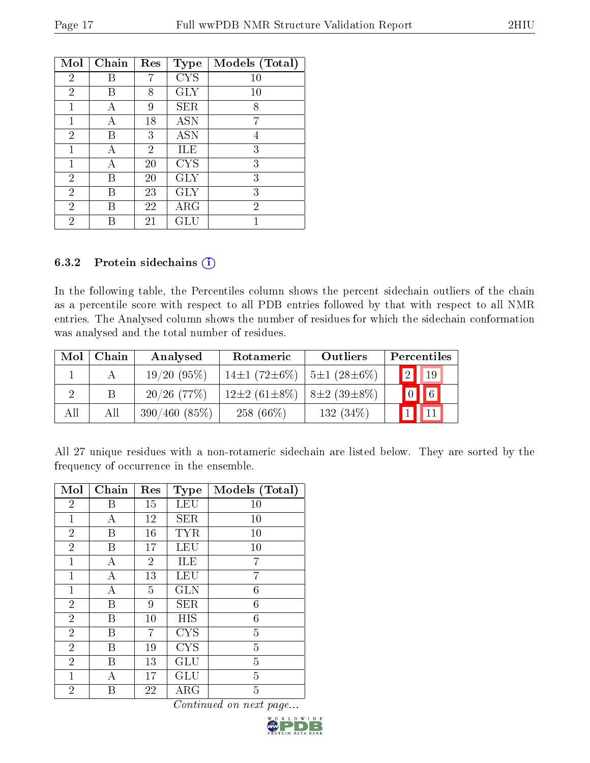| Mol | Chain | Res | Type | Models (Total) |
|---|---|---|---|---|
| 2 | B | 7 | CYS | 10 |
| 2 | B | 8 | GLY | 10 |
| 1 | A | 9 | SER | 8 |
| 1 | A | 18 | ASN | 7 |
| 2 | B | 3 | ASN | 4 |
| 1 | A | 2 | ILE | 3 |
| 1 | A | 20 | CYS | 3 |
| 2 | B | 20 | GLY | 3 |
| 2 | B | 23 | GLY | 3 |
| 2 | B | 22 | ARG | 2 |
| 2 | B | 21 | GLU | 1 |

### 6.3.2 Protein sidechains

In the following table, the Percentiles column shows the percent sidechain outliers of the chain as a percentile score with respect to all PDB entries followed by that with respect to all NMR entries. The Analysed column shows the number of residues for which the sidechain conformation was analysed and the total number of residues.

| Mol | Chain | Analysed | Rotameric | Outliers | Percentiles | |
|---|---|---|---|---|---|---|
| 1 | A | 19/20 (95%) | 14±1 (72±6%) | 5±1 (28±6%) | 2 | 19 |
| 2 | B | 20/26 (77%) | 12±2 (61±8%) | 8±2 (39±8%) | 0 | 6 |
| All | All | 390/460 (85%) | 258 (66%) | 132 (34%) | 1 | 11 |

All 27 unique residues with a non-rotameric sidechain are listed below. They are sorted by the frequency of occurrence in the ensemble.

| Mol | Chain | Res | Type | Models (Total) |
|---|---|---|---|---|
| 2 | B | 15 | LEU | 10 |
| 1 | A | 12 | SER | 10 |
| 2 | B | 16 | TYR | 10 |
| 2 | B | 17 | LEU | 10 |
| 1 | A | 2 | ILE | 7 |
| 1 | A | 13 | LEU | 7 |
| 1 | A | 5 | GLN | 6 |
| 2 | B | 9 | SER | 6 |
| 2 | B | 10 | HIS | 6 |
| 2 | B | 7 | CYS | 5 |
| 2 | B | 19 | CYS | 5 |
| 2 | B | 13 | GLU | 5 |
| 1 | A | 17 | GLU | 5 |
| 2 | B | 22 | ARG | 5 |

*Continued on next page...*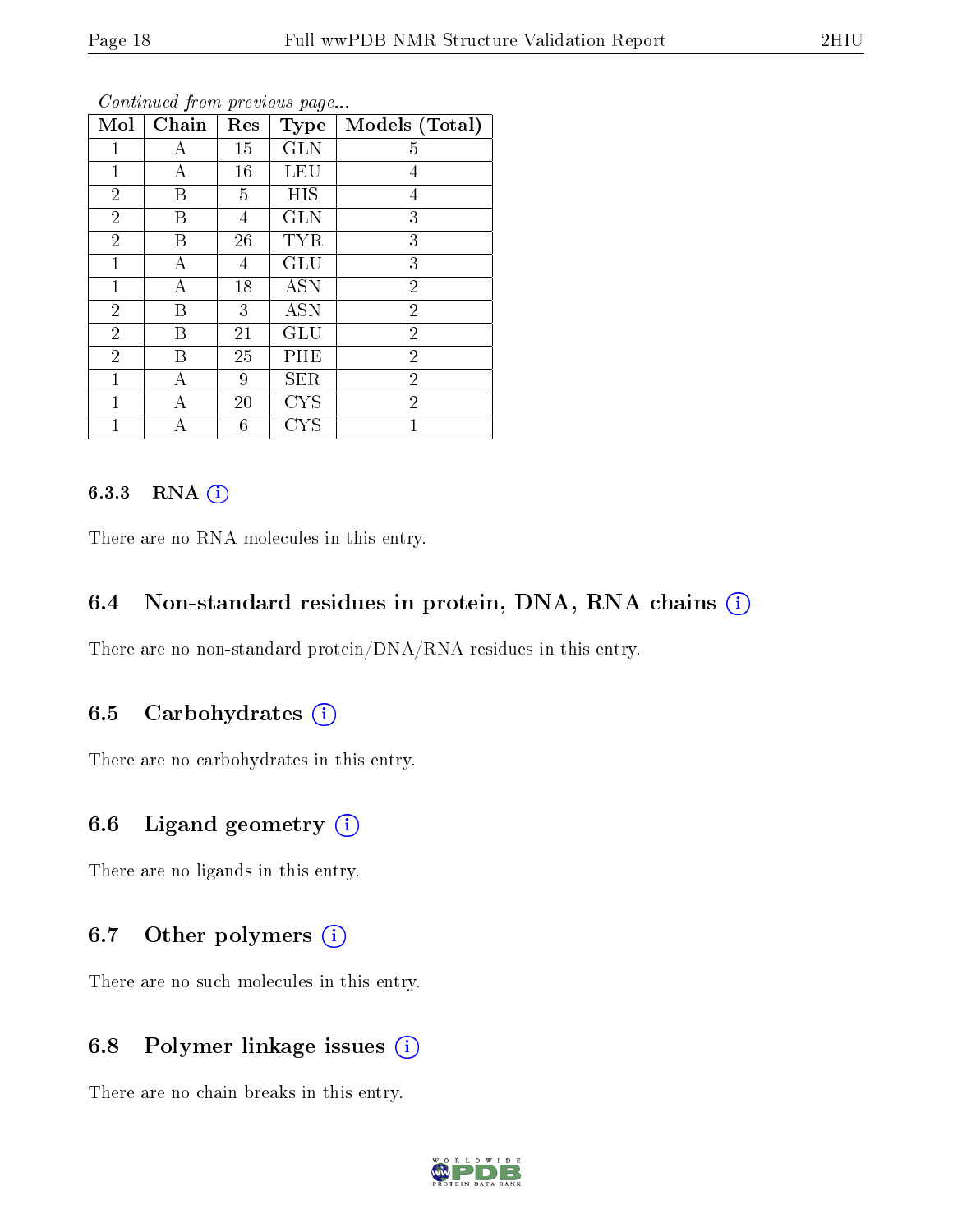*Continued from previous page...*

| Mol | Chain | Res | Type | Models (Total) |
|---|---|---|---|---|
| 1 | A | 15 | GLN | 5 |
| 1 | A | 16 | LEU | 4 |
| 2 | B | 5 | HIS | 4 |
| 2 | B | 4 | GLN | 3 |
| 2 | B | 26 | TYR | 3 |
| 1 | A | 4 | GLU | 3 |
| 1 | A | 18 | ASN | 2 |
| 2 | B | 3 | ASN | 2 |
| 2 | B | 21 | GLU | 2 |
| 2 | B | 25 | PHE | 2 |
| 1 | A | 9 | SER | 2 |
| 1 | A | 20 | CYS | 2 |
| 1 | A | 6 | CYS | 1 |

#### 6.3.3 RNA (i)

There are no RNA molecules in this entry.

### 6.4 Non-standard residues in protein, DNA, RNA chains (i)

There are no non-standard protein/DNA/RNA residues in this entry.

### 6.5 Carbohydrates (i)

There are no carbohydrates in this entry.

### 6.6 Ligand geometry (i)

There are no ligands in this entry.

### 6.7 Other polymers (i)

There are no such molecules in this entry.

### 6.8 Polymer linkage issues (i)

There are no chain breaks in this entry.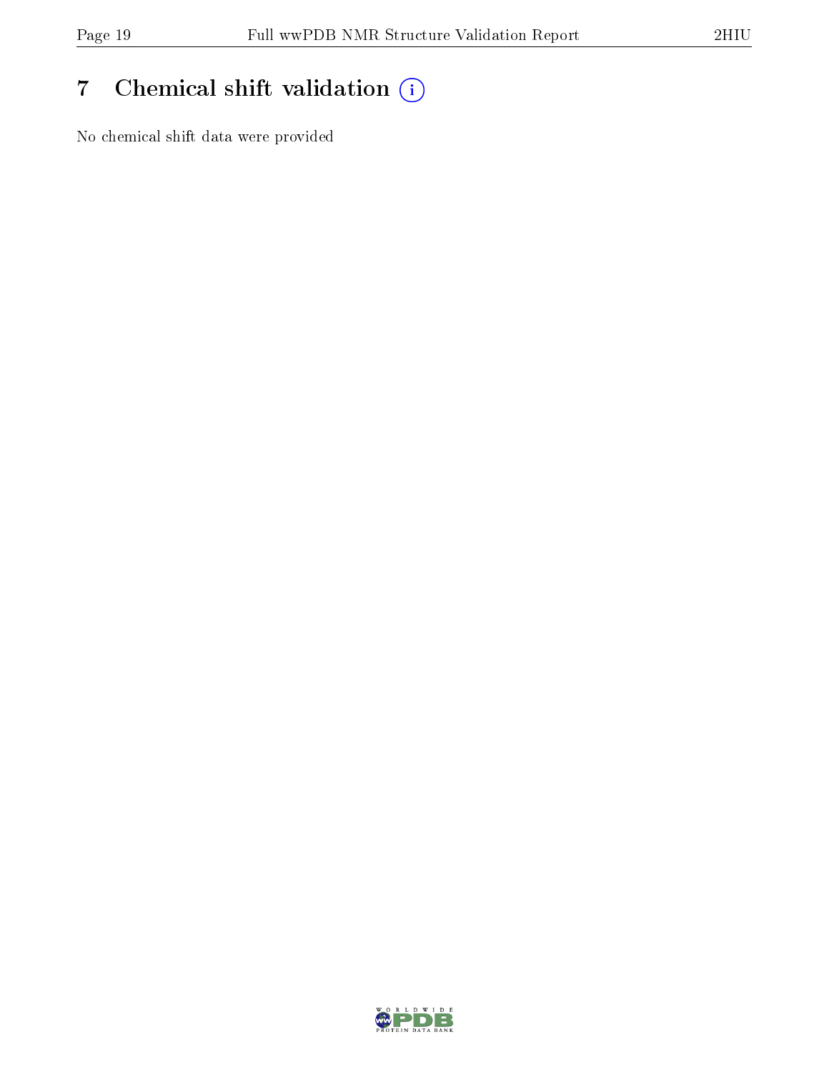# 7 Chemical shift validation

No chemical shift data were provided